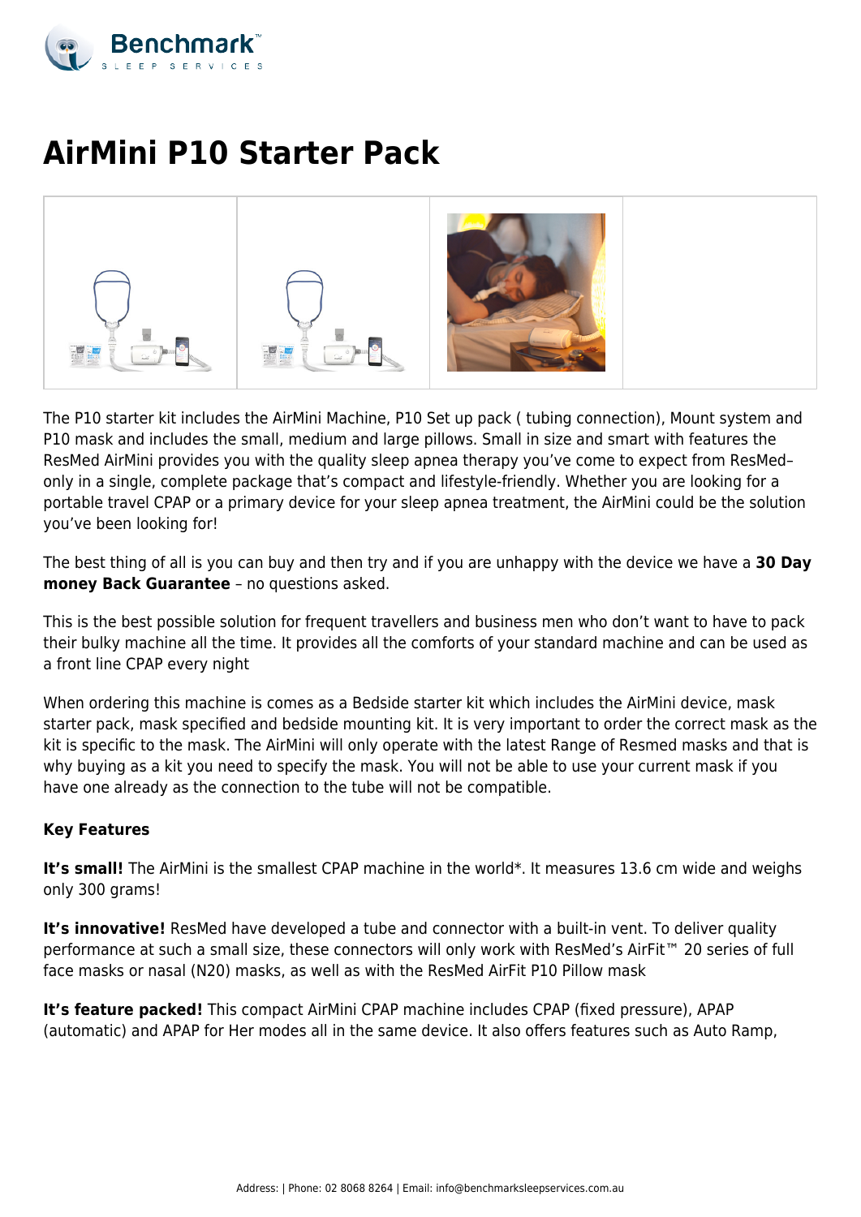# AirMini P10 Starter Pack

The P10 starter kit includes the AirMini Machine, P10 Set up pack ( tubing connection), Mount system and P10 mask and includes the small, medium and large pillows. Small in size and smart with features the ResMed AirMini provides you with the quality sleep apnea therapy you've come to expect from ResMed– only in a single, complete package that's compact and lifestyle-friendly. Whether you are looking for a portable travel CPAP or a primary device for your sleep apnea treatment, the AirMini could be the solution you've been looking for!

The best thing of all is you can buy and then try and if you are unhappy with the device we have a **30 Day money Back Guarantee** – no questions asked.

This is the best possible solution for frequent travellers and business men who don't want to have to pack their bulky machine all the time. It provides all the comforts of your standard machine and can be used as a front line CPAP every night

When ordering this machine is comes as a Bedside starter kit which includes the AirMini device, mask starter pack, mask specified and bedside mounting kit. It is very important to order the correct mask as the kit is specific to the mask. The AirMini will only operate with the latest Range of Resmed masks and that is why buying as a kit you need to specify the mask. You will not be able to use your current mask if you have one already as the connection to the tube will not be compatible.

**Key Features**

**It's small!** The AirMini is the smallest CPAP machine in the world*. It measures 13.6 cm wide and weighs only 300 grams!

**It's innovative!** ResMed have developed a tube and connector with a built-in vent. To deliver quality performance at such a small size, these connectors will only work with ResMed's AirFit™ 20 series of full face masks or nasal (N20) masks, as well as with the ResMed AirFit P10 Pillow mask

**It's feature packed!** This compact AirMini CPAP machine includes CPAP (fixed pressure), APAP (automatic) and APAP for Her modes all in the same device. It also offers features such as Auto Ramp,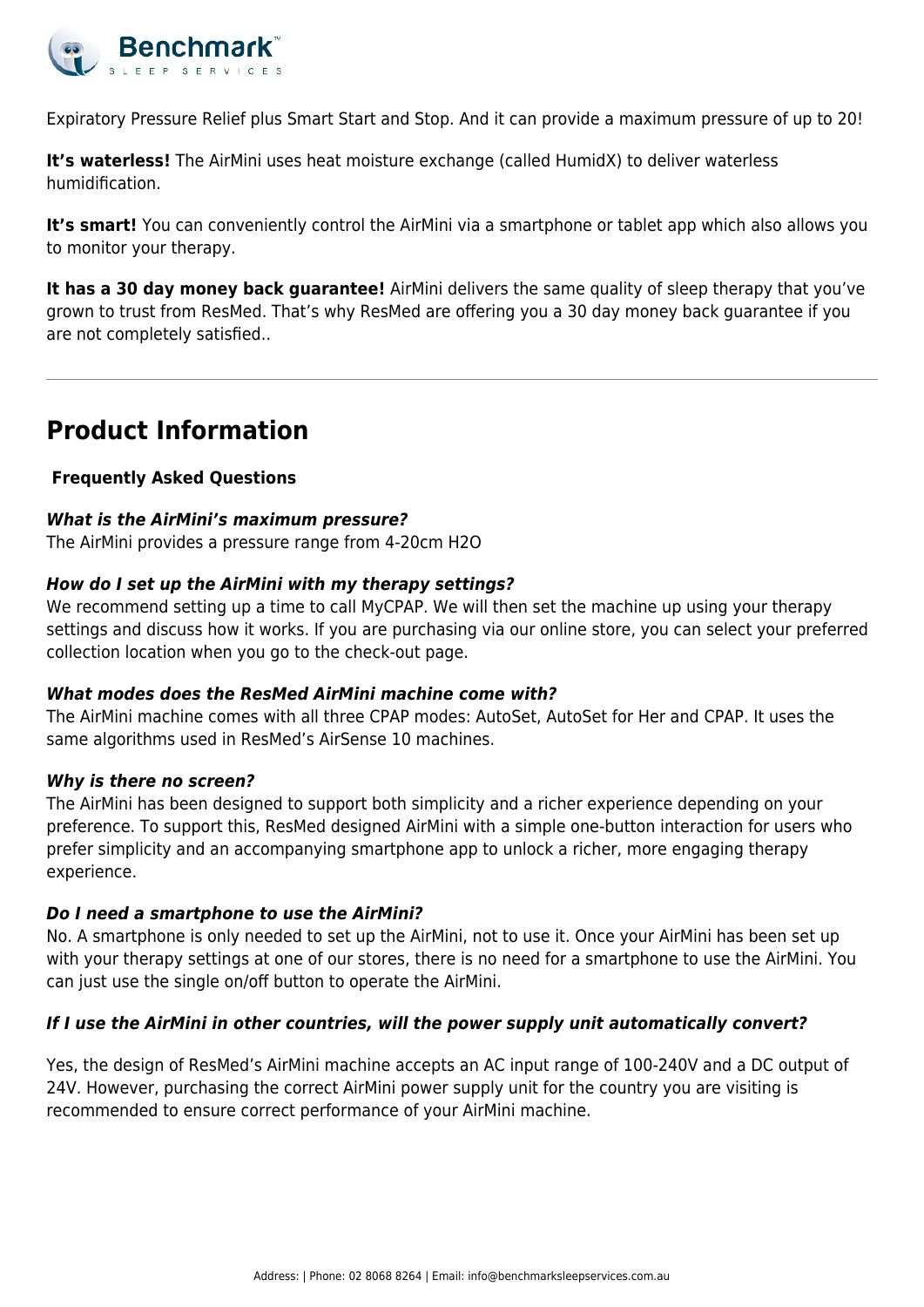Expiratory Pressure Relief plus Smart Start and Stop. And it can provide a maximum pressure of up to 20!

**It's waterless!** The AirMini uses heat moisture exchange (called HumidX) to deliver waterless humidification.

**It's smart!** You can conveniently control the AirMini via a smartphone or tablet app which also allows you to monitor your therapy.

**It has a 30 day money back guarantee!** AirMini delivers the same quality of sleep therapy that you've grown to trust from ResMed. That's why ResMed are offering you a 30 day money back guarantee if you are not completely satisfied..

---

## Product Information

**Frequently Asked Questions**

***What is the AirMini's maximum pressure?***
The AirMini provides a pressure range from 4-20cm $H_2O$

***How do I set up the AirMini with my therapy settings?***
We recommend setting up a time to call MyCPAP. We will then set the machine up using your therapy settings and discuss how it works. If you are purchasing via our online store, you can select your preferred collection location when you go to the check-out page.

***What modes does the ResMed AirMini machine come with?***
The AirMini machine comes with all three CPAP modes: AutoSet, AutoSet for Her and CPAP. It uses the same algorithms used in ResMed's AirSense 10 machines.

***Why is there no screen?***
The AirMini has been designed to support both simplicity and a richer experience depending on your preference. To support this, ResMed designed AirMini with a simple one-button interaction for users who prefer simplicity and an accompanying smartphone app to unlock a richer, more engaging therapy experience.

***Do I need a smartphone to use the AirMini?***
No. A smartphone is only needed to set up the AirMini, not to use it. Once your AirMini has been set up with your therapy settings at one of our stores, there is no need for a smartphone to use the AirMini. You can just use the single on/off button to operate the AirMini.

***If I use the AirMini in other countries, will the power supply unit automatically convert?***

Yes, the design of ResMed's AirMini machine accepts an AC input range of 100-240V and a DC output of 24V. However, purchasing the correct AirMini power supply unit for the country you are visiting is recommended to ensure correct performance of your AirMini machine.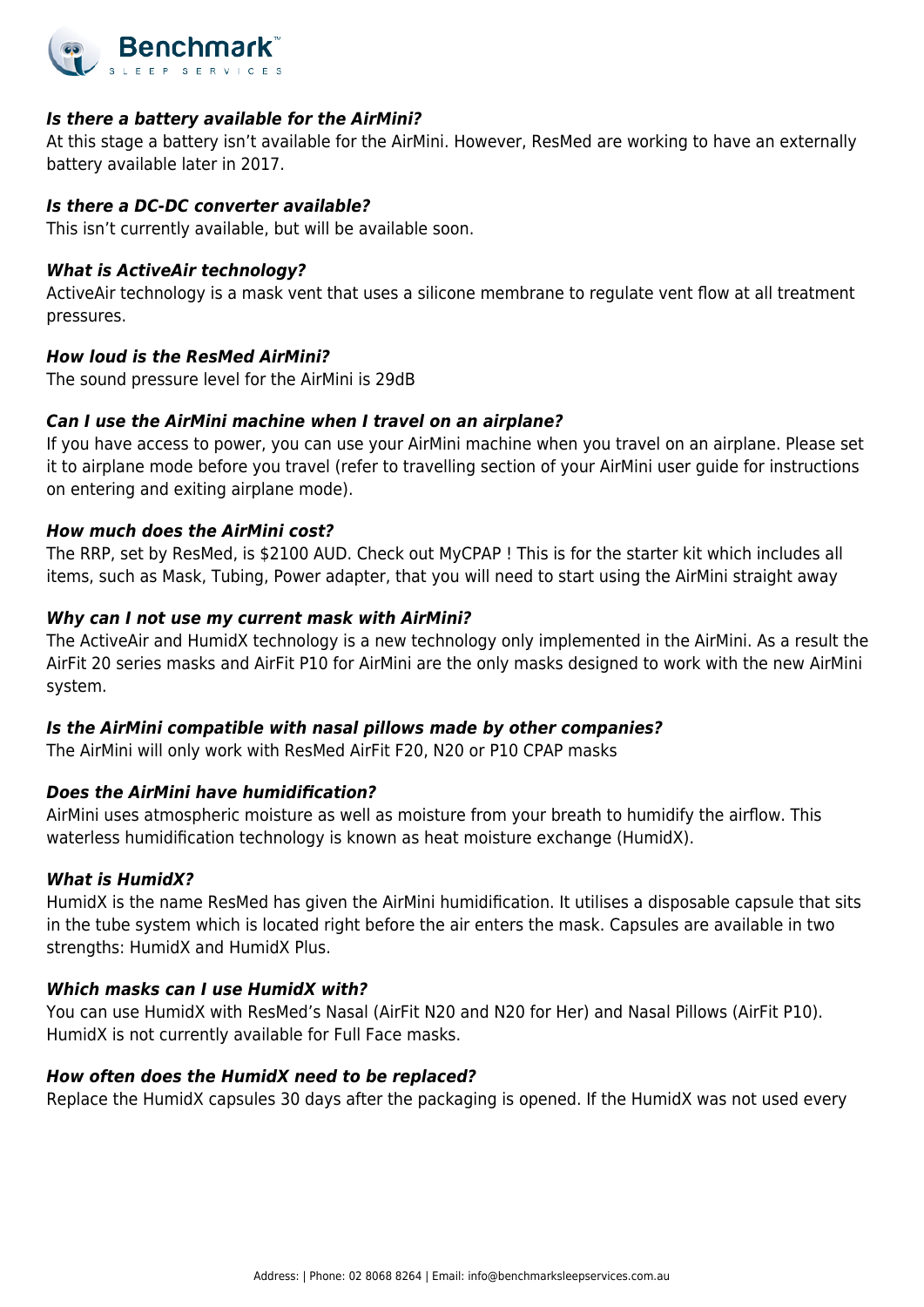***Is there a battery available for the AirMini?***

At this stage a battery isn't available for the AirMini. However, ResMed are working to have an externally battery available later in 2017.

***Is there a DC-DC converter available?***

This isn't currently available, but will be available soon.

***What is ActiveAir technology?***

ActiveAir technology is a mask vent that uses a silicone membrane to regulate vent flow at all treatment pressures.

***How loud is the ResMed AirMini?***

The sound pressure level for the AirMini is 29dB

***Can I use the AirMini machine when I travel on an airplane?***

If you have access to power, you can use your AirMini machine when you travel on an airplane. Please set it to airplane mode before you travel (refer to travelling section of your AirMini user guide for instructions on entering and exiting airplane mode).

***How much does the AirMini cost?***

The RRP, set by ResMed, is $2100 AUD. Check out MyCPAP ! This is for the starter kit which includes all items, such as Mask, Tubing, Power adapter, that you will need to start using the AirMini straight away

***Why can I not use my current mask with AirMini?***

The ActiveAir and HumidX technology is a new technology only implemented in the AirMini. As a result the AirFit 20 series masks and AirFit P10 for AirMini are the only masks designed to work with the new AirMini system.

***Is the AirMini compatible with nasal pillows made by other companies?***

The AirMini will only work with ResMed AirFit F20, N20 or P10 CPAP masks

***Does the AirMini have humidification?***

AirMini uses atmospheric moisture as well as moisture from your breath to humidify the airflow. This waterless humidification technology is known as heat moisture exchange (HumidX).

***What is HumidX?***

HumidX is the name ResMed has given the AirMini humidification. It utilises a disposable capsule that sits in the tube system which is located right before the air enters the mask. Capsules are available in two strengths: HumidX and HumidX Plus.

***Which masks can I use HumidX with?***

You can use HumidX with ResMed's Nasal (AirFit N20 and N20 for Her) and Nasal Pillows (AirFit P10). HumidX is not currently available for Full Face masks.

***How often does the HumidX need to be replaced?***

Replace the HumidX capsules 30 days after the packaging is opened. If the HumidX was not used every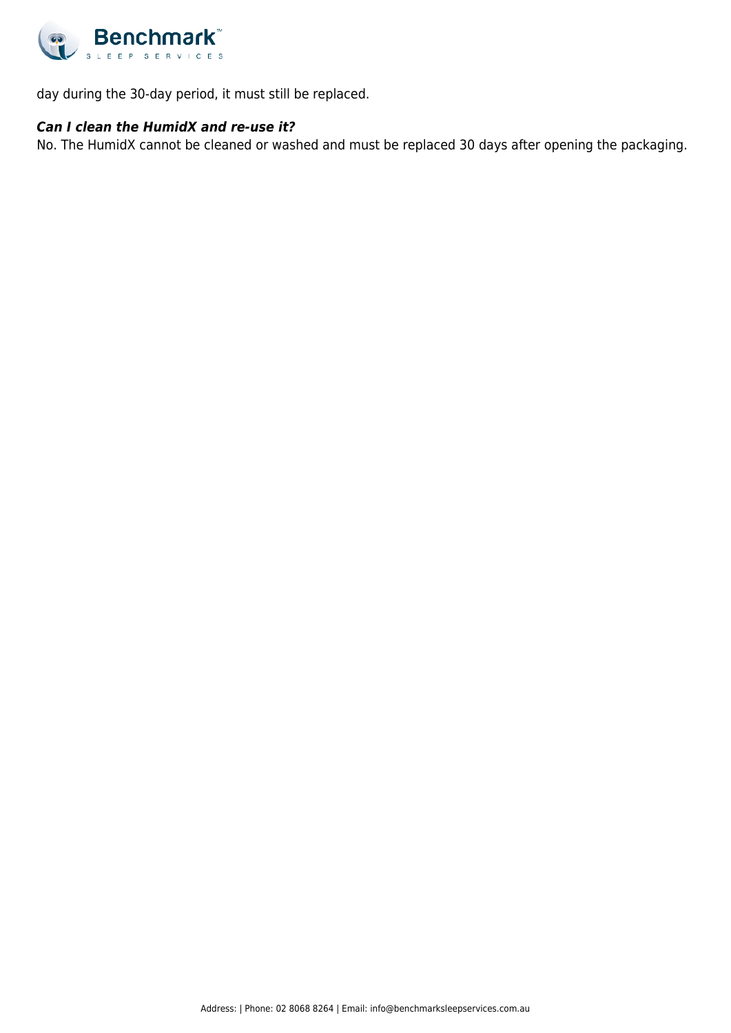day during the 30-day period, it must still be replaced.

***Can I clean the HumidX and re-use it?***

No. The HumidX cannot be cleaned or washed and must be replaced 30 days after opening the packaging.